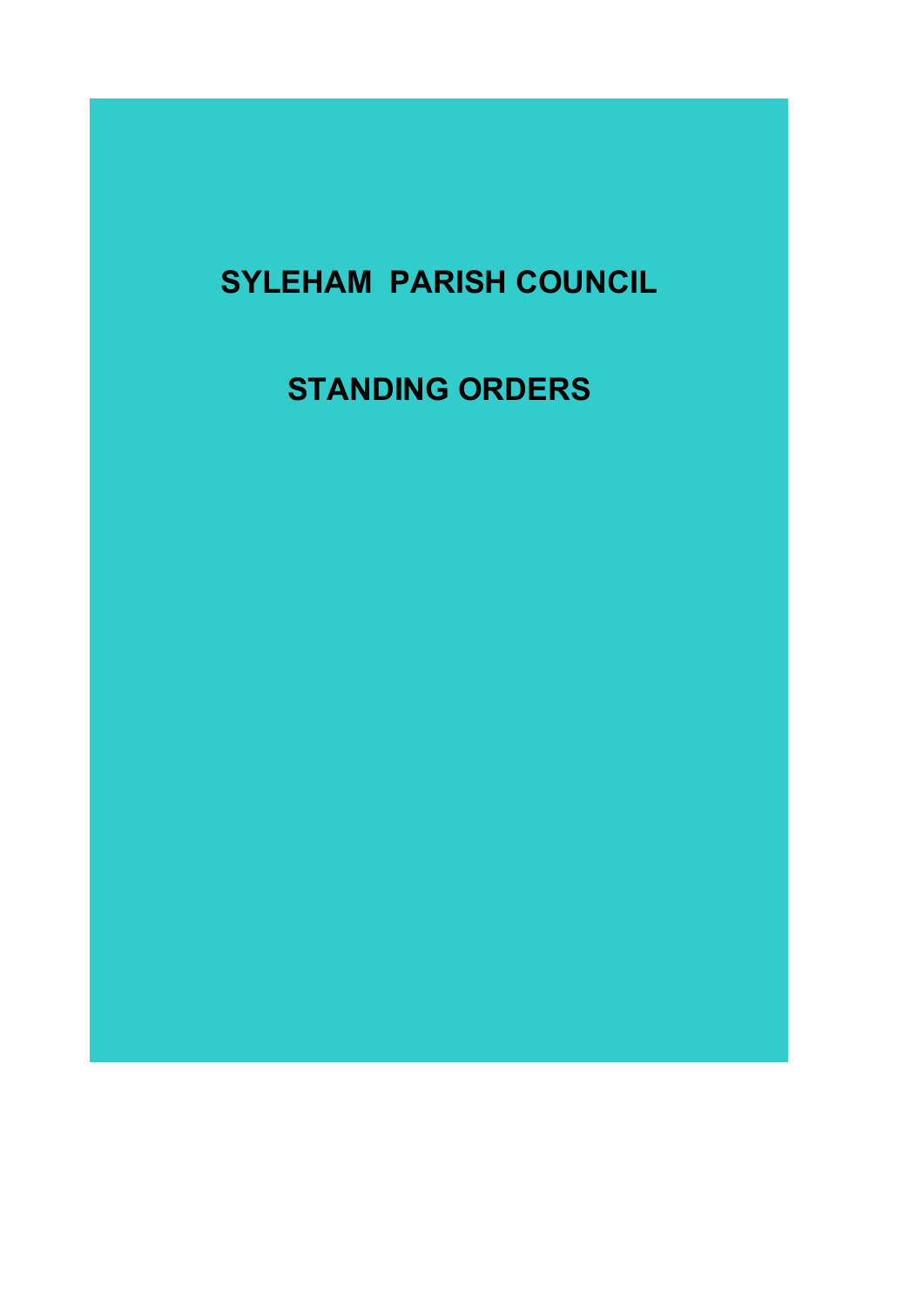# SYLEHAM PARISH COUNCIL

# STANDING ORDERS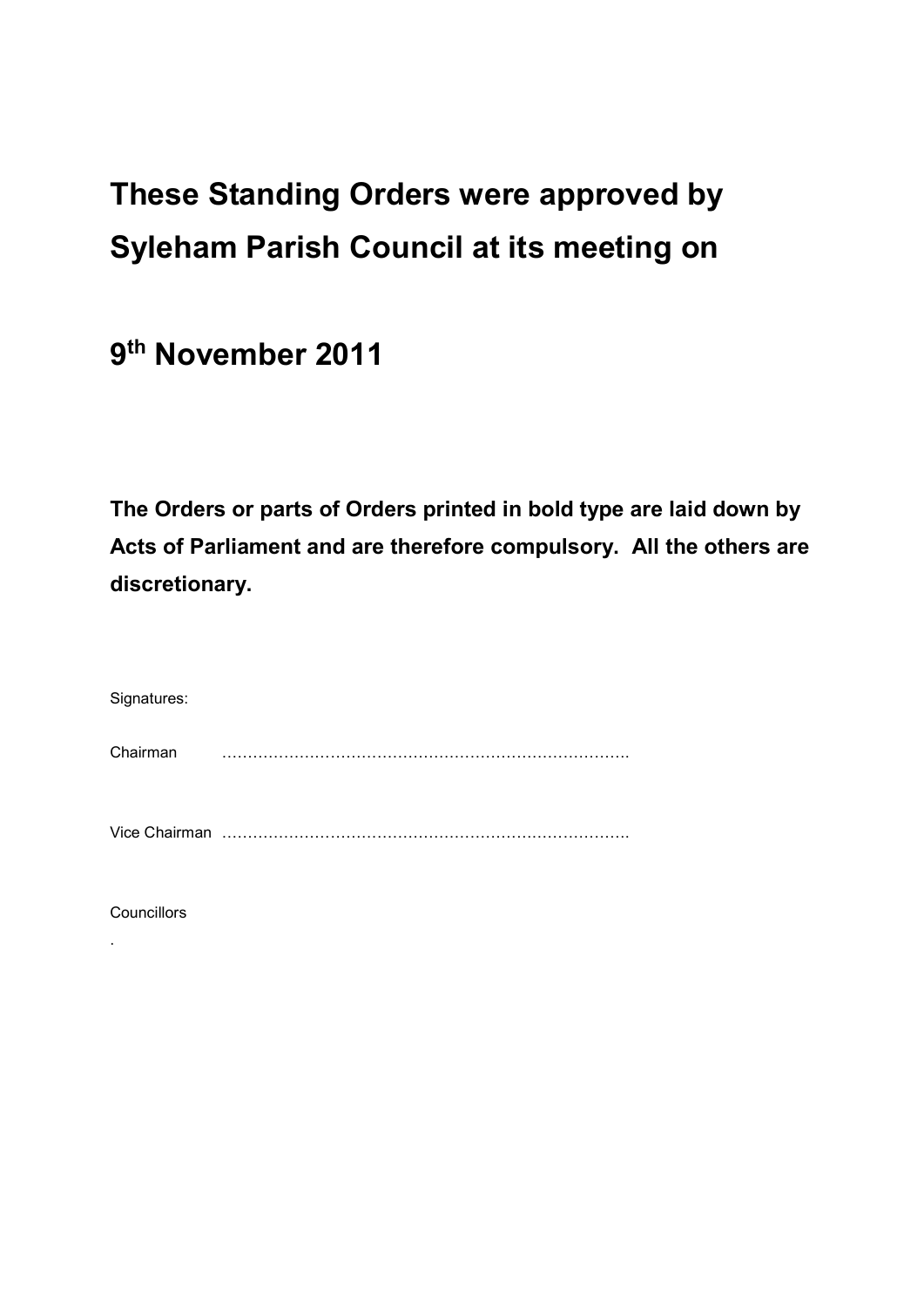# These Standing Orders were approved by Syleham Parish Council at its meeting on

# 9th November 2011

**The Orders or parts of Orders printed in bold type are laid down by Acts of Parliament and are therefore compulsory. All the others are discretionary.**

Signatures:

Chairman ……………………………………………………………………….

Vice Chairman ……………………………………………………………………….

Councillors

.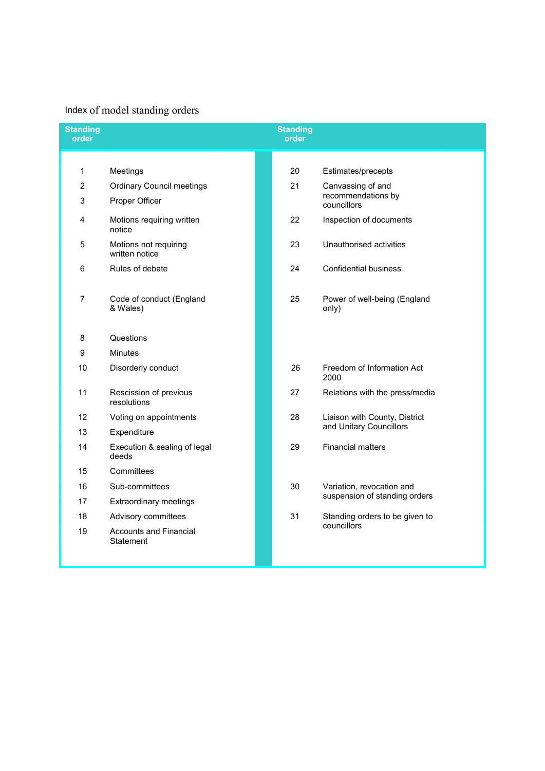Index of model standing orders

| Standing order | | Standing order | |
|---|---|---|---|
| 1 | Meetings | 20 | Estimates/precepts |
| 2 | Ordinary Council meetings | 21 | Canvassing of and recommendations by councillors |
| 3 | Proper Officer | | |
| 4 | Motions requiring written notice | 22 | Inspection of documents |
| 5 | Motions not requiring written notice | 23 | Unauthorised activities |
| 6 | Rules of debate | 24 | Confidential business |
| 7 | Code of conduct (England & Wales) | 25 | Power of well-being (England only) |
| 8 | Questions | | |
| 9 | Minutes | | |
| 10 | Disorderly conduct | 26 | Freedom of Information Act 2000 |
| 11 | Rescission of previous resolutions | 27 | Relations with the press/media |
| 12 | Voting on appointments | 28 | Liaison with County, District and Unitary Councillors |
| 13 | Expenditure | | |
| 14 | Execution & sealing of legal deeds | 29 | Financial matters |
| 15 | Committees | | |
| 16 | Sub-committees | 30 | Variation, revocation and suspension of standing orders |
| 17 | Extraordinary meetings | | |
| 18 | Advisory committees | 31 | Standing orders to be given to councillors |
| 19 | Accounts and Financial Statement | | |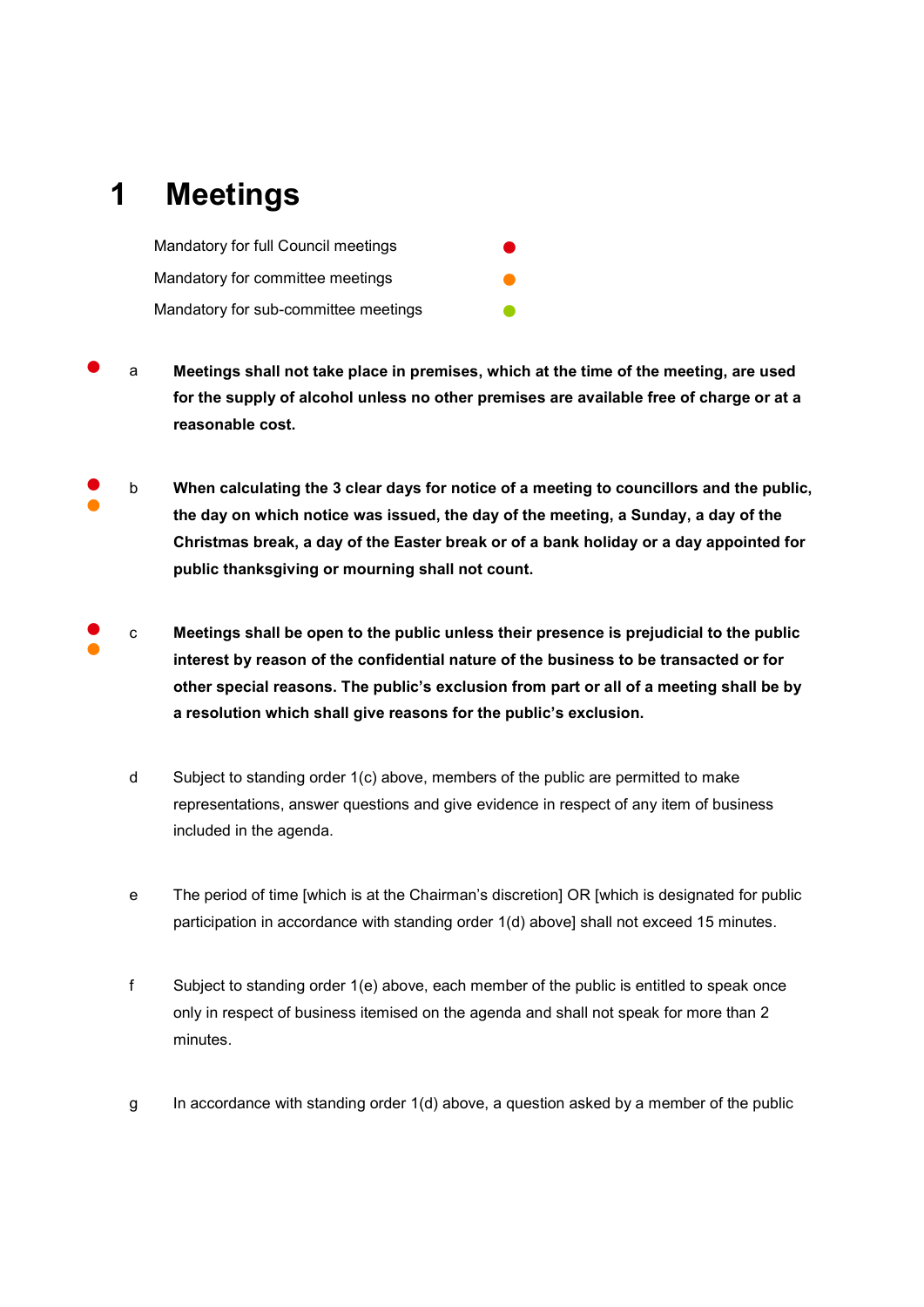# 1 Meetings

Mandatory for full Council meetings ● (red)

Mandatory for committee meetings ● (orange)

Mandatory for sub-committee meetings ● (green)

● (red)

a **Meetings shall not take place in premises, which at the time of the meeting, are used for the supply of alcohol unless no other premises are available free of charge or at a reasonable cost.**

● (red) ● (orange)

b **When calculating the 3 clear days for notice of a meeting to councillors and the public, the day on which notice was issued, the day of the meeting, a Sunday, a day of the Christmas break, a day of the Easter break or of a bank holiday or a day appointed for public thanksgiving or mourning shall not count.**

● (red) ● (orange)

c **Meetings shall be open to the public unless their presence is prejudicial to the public interest by reason of the confidential nature of the business to be transacted or for other special reasons. The public's exclusion from part or all of a meeting shall be by a resolution which shall give reasons for the public's exclusion.**

d Subject to standing order 1(c) above, members of the public are permitted to make representations, answer questions and give evidence in respect of any item of business included in the agenda.

e The period of time [which is at the Chairman's discretion] OR [which is designated for public participation in accordance with standing order 1(d) above] shall not exceed 15 minutes.

f Subject to standing order 1(e) above, each member of the public is entitled to speak once only in respect of business itemised on the agenda and shall not speak for more than 2 minutes.

g In accordance with standing order 1(d) above, a question asked by a member of the public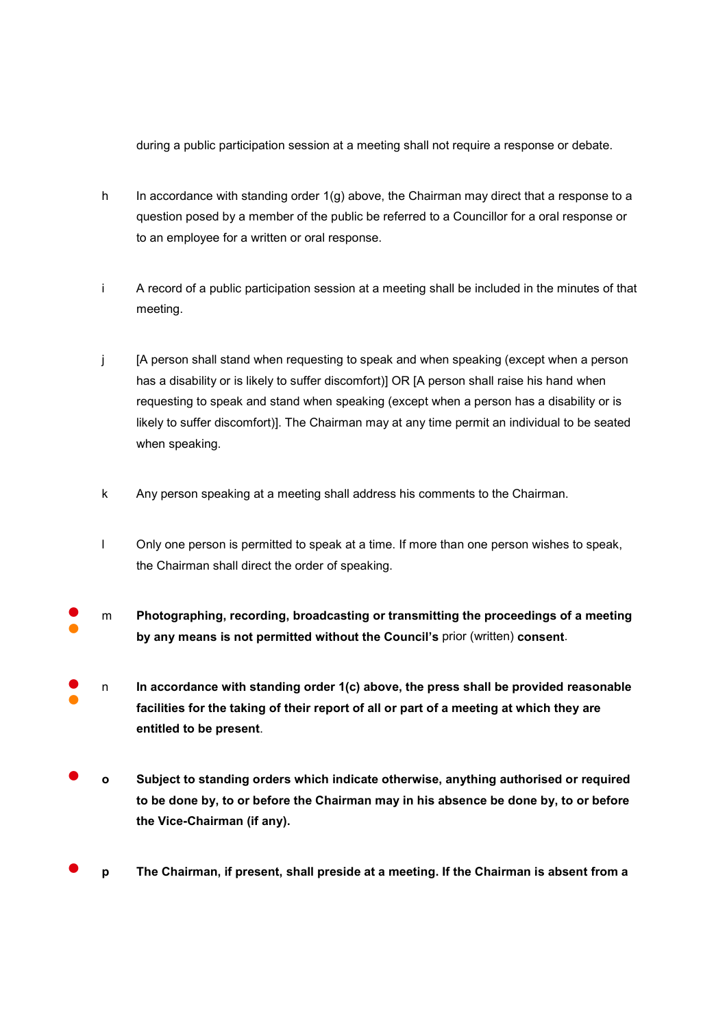during a public participation session at a meeting shall not require a response or debate.

h In accordance with standing order 1(g) above, the Chairman may direct that a response to a question posed by a member of the public be referred to a Councillor for a oral response or to an employee for a written or oral response.

i A record of a public participation session at a meeting shall be included in the minutes of that meeting.

j [A person shall stand when requesting to speak and when speaking (except when a person has a disability or is likely to suffer discomfort)] OR [A person shall raise his hand when requesting to speak and stand when speaking (except when a person has a disability or is likely to suffer discomfort)]. The Chairman may at any time permit an individual to be seated when speaking.

k Any person speaking at a meeting shall address his comments to the Chairman.

l Only one person is permitted to speak at a time. If more than one person wishes to speak, the Chairman shall direct the order of speaking.

m **Photographing, recording, broadcasting or transmitting the proceedings of a meeting by any means is not permitted without the Council's** prior (written) **consent**.

n **In accordance with standing order 1(c) above, the press shall be provided reasonable facilities for the taking of their report of all or part of a meeting at which they are entitled to be present**.

**o** **Subject to standing orders which indicate otherwise, anything authorised or required to be done by, to or before the Chairman may in his absence be done by, to or before the Vice-Chairman (if any).**

**p** **The Chairman, if present, shall preside at a meeting. If the Chairman is absent from a**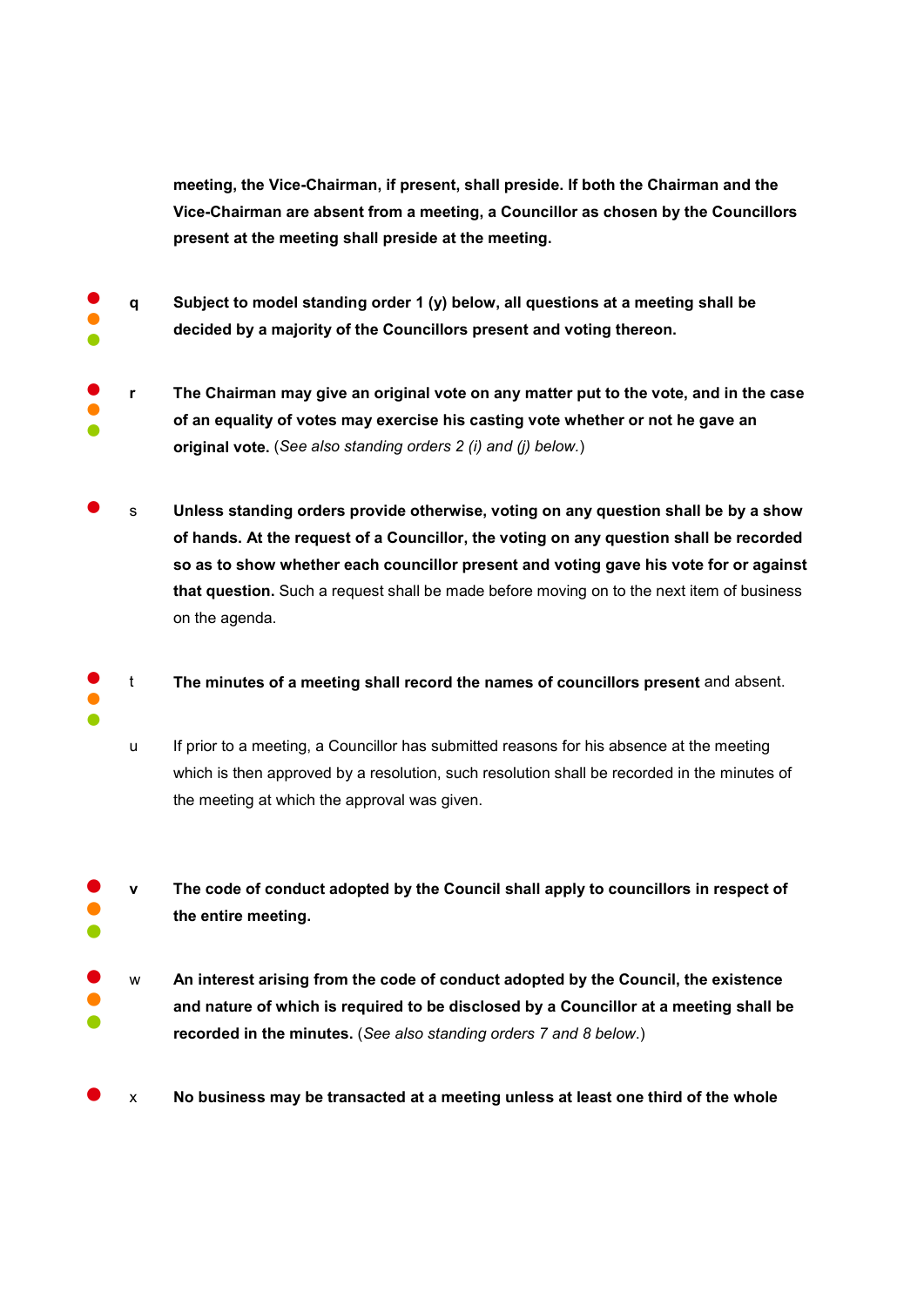**meeting, the Vice-Chairman, if present, shall preside. If both the Chairman and the Vice-Chairman are absent from a meeting, a Councillor as chosen by the Councillors present at the meeting shall preside at the meeting.**

**q** **Subject to model standing order 1 (y) below, all questions at a meeting shall be decided by a majority of the Councillors present and voting thereon.**

**r** **The Chairman may give an original vote on any matter put to the vote, and in the case of an equality of votes may exercise his casting vote whether or not he gave an original vote.** (*See also standing orders 2 (i) and (j) below.*)

s **Unless standing orders provide otherwise, voting on any question shall be by a show of hands. At the request of a Councillor, the voting on any question shall be recorded so as to show whether each councillor present and voting gave his vote for or against that question.** Such a request shall be made before moving on to the next item of business on the agenda.

t **The minutes of a meeting shall record the names of councillors present** and absent.

u If prior to a meeting, a Councillor has submitted reasons for his absence at the meeting which is then approved by a resolution, such resolution shall be recorded in the minutes of the meeting at which the approval was given.

**v** **The code of conduct adopted by the Council shall apply to councillors in respect of the entire meeting.**

w **An interest arising from the code of conduct adopted by the Council, the existence and nature of which is required to be disclosed by a Councillor at a meeting shall be recorded in the minutes.** (*See also standing orders 7 and 8 below.*)

x **No business may be transacted at a meeting unless at least one third of the whole**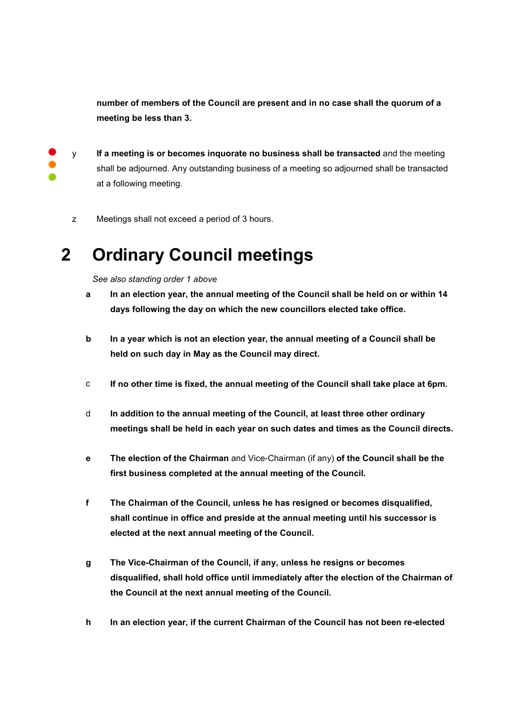**number of members of the Council are present and in no case shall the quorum of a meeting be less than 3.**

y **If a meeting is or becomes inquorate no business shall be transacted** and the meeting shall be adjourned. Any outstanding business of a meeting so adjourned shall be transacted at a following meeting.

z Meetings shall not exceed a period of 3 hours.

# 2 Ordinary Council meetings

*See also standing order 1 above*

**a** **In an election year, the annual meeting of the Council shall be held on or within 14 days following the day on which the new councillors elected take office.**

**b** **In a year which is not an election year, the annual meeting of a Council shall be held on such day in May as the Council may direct.**

c **If no other time is fixed, the annual meeting of the Council shall take place at 6pm.**

d **In addition to the annual meeting of the Council, at least three other ordinary meetings shall be held in each year on such dates and times as the Council directs.**

**e** **The election of the Chairman** and Vice-Chairman (if any) **of the Council shall be the first business completed at the annual meeting of the Council.**

**f** **The Chairman of the Council, unless he has resigned or becomes disqualified, shall continue in office and preside at the annual meeting until his successor is elected at the next annual meeting of the Council.**

**g** **The Vice-Chairman of the Council, if any, unless he resigns or becomes disqualified, shall hold office until immediately after the election of the Chairman of the Council at the next annual meeting of the Council.**

**h** **In an election year, if the current Chairman of the Council has not been re-elected**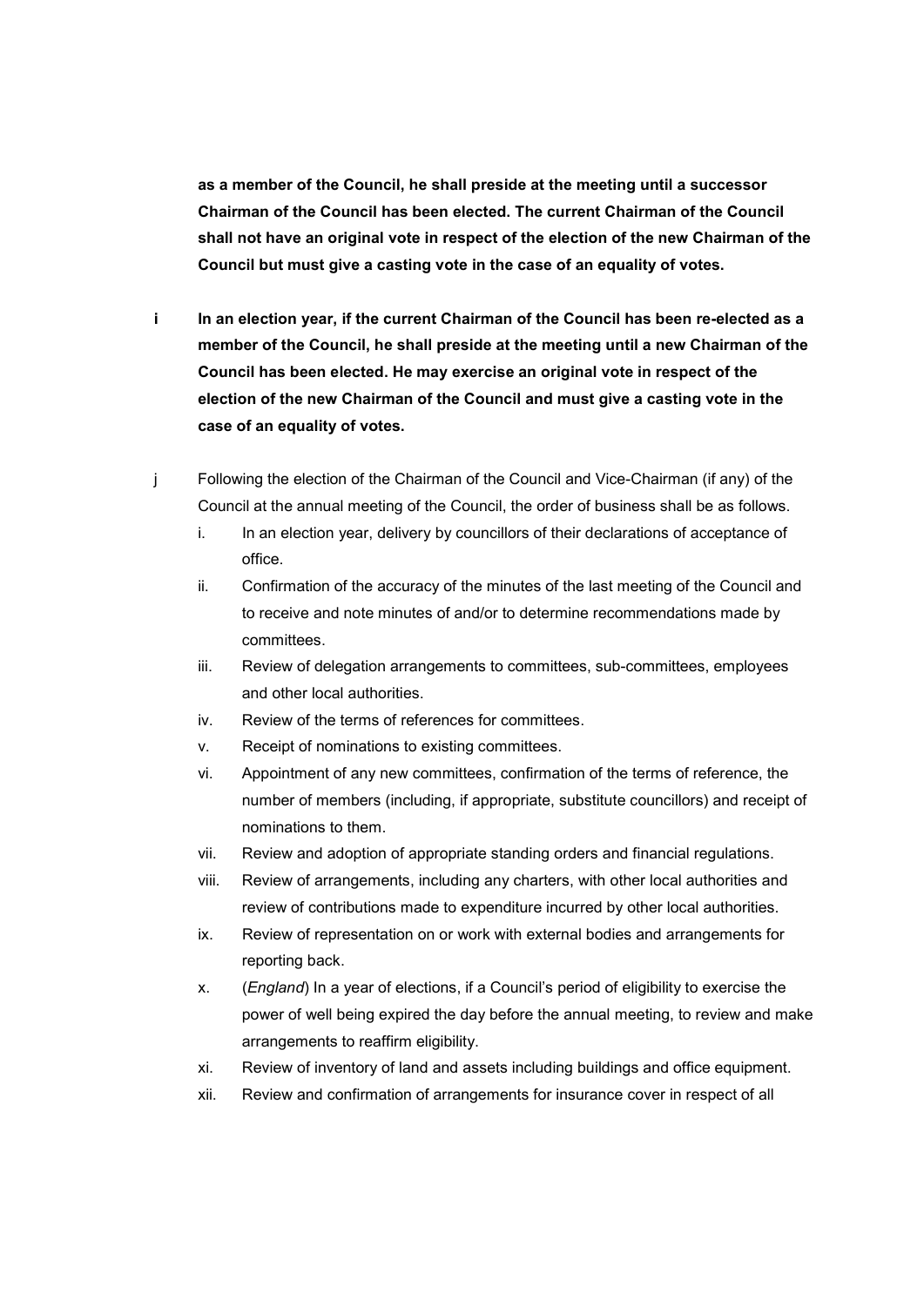**as a member of the Council, he shall preside at the meeting until a successor Chairman of the Council has been elected. The current Chairman of the Council shall not have an original vote in respect of the election of the new Chairman of the Council but must give a casting vote in the case of an equality of votes.**

**i** **In an election year, if the current Chairman of the Council has been re-elected as a member of the Council, he shall preside at the meeting until a new Chairman of the Council has been elected. He may exercise an original vote in respect of the election of the new Chairman of the Council and must give a casting vote in the case of an equality of votes.**

j Following the election of the Chairman of the Council and Vice-Chairman (if any) of the Council at the annual meeting of the Council, the order of business shall be as follows.

i. In an election year, delivery by councillors of their declarations of acceptance of office.
ii. Confirmation of the accuracy of the minutes of the last meeting of the Council and to receive and note minutes of and/or to determine recommendations made by committees.
iii. Review of delegation arrangements to committees, sub-committees, employees and other local authorities.
iv. Review of the terms of references for committees.
v. Receipt of nominations to existing committees.
vi. Appointment of any new committees, confirmation of the terms of reference, the number of members (including, if appropriate, substitute councillors) and receipt of nominations to them.
vii. Review and adoption of appropriate standing orders and financial regulations.
viii. Review of arrangements, including any charters, with other local authorities and review of contributions made to expenditure incurred by other local authorities.
ix. Review of representation on or work with external bodies and arrangements for reporting back.
x. (*England*) In a year of elections, if a Council's period of eligibility to exercise the power of well being expired the day before the annual meeting, to review and make arrangements to reaffirm eligibility.
xi. Review of inventory of land and assets including buildings and office equipment.
xii. Review and confirmation of arrangements for insurance cover in respect of all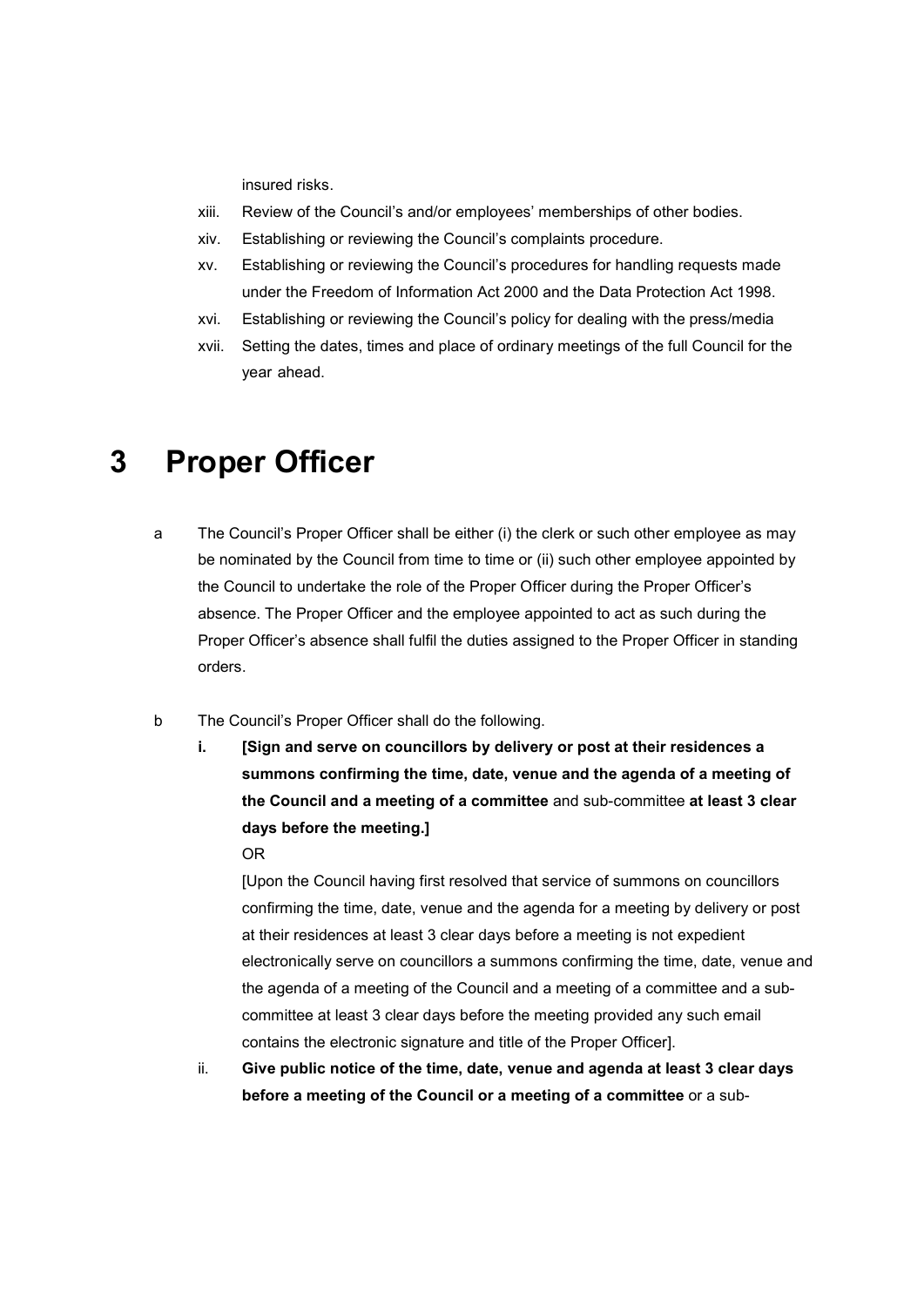insured risks.

xiii. Review of the Council's and/or employees' memberships of other bodies.

xiv. Establishing or reviewing the Council's complaints procedure.

xv. Establishing or reviewing the Council's procedures for handling requests made under the Freedom of Information Act 2000 and the Data Protection Act 1998.

xvi. Establishing or reviewing the Council's policy for dealing with the press/media

xvii. Setting the dates, times and place of ordinary meetings of the full Council for the year ahead.

# 3 Proper Officer

a The Council's Proper Officer shall be either (i) the clerk or such other employee as may be nominated by the Council from time to time or (ii) such other employee appointed by the Council to undertake the role of the Proper Officer during the Proper Officer's absence. The Proper Officer and the employee appointed to act as such during the Proper Officer's absence shall fulfil the duties assigned to the Proper Officer in standing orders.

b The Council's Proper Officer shall do the following.

**i. [Sign and serve on councillors by delivery or post at their residences a summons confirming the time, date, venue and the agenda of a meeting of the Council and a meeting of a committee** and sub-committee **at least 3 clear days before the meeting.]**

OR

[Upon the Council having first resolved that service of summons on councillors confirming the time, date, venue and the agenda for a meeting by delivery or post at their residences at least 3 clear days before a meeting is not expedient electronically serve on councillors a summons confirming the time, date, venue and the agenda of a meeting of the Council and a meeting of a committee and a sub-committee at least 3 clear days before the meeting provided any such email contains the electronic signature and title of the Proper Officer].

ii. **Give public notice of the time, date, venue and agenda at least 3 clear days before a meeting of the Council or a meeting of a committee** or a sub-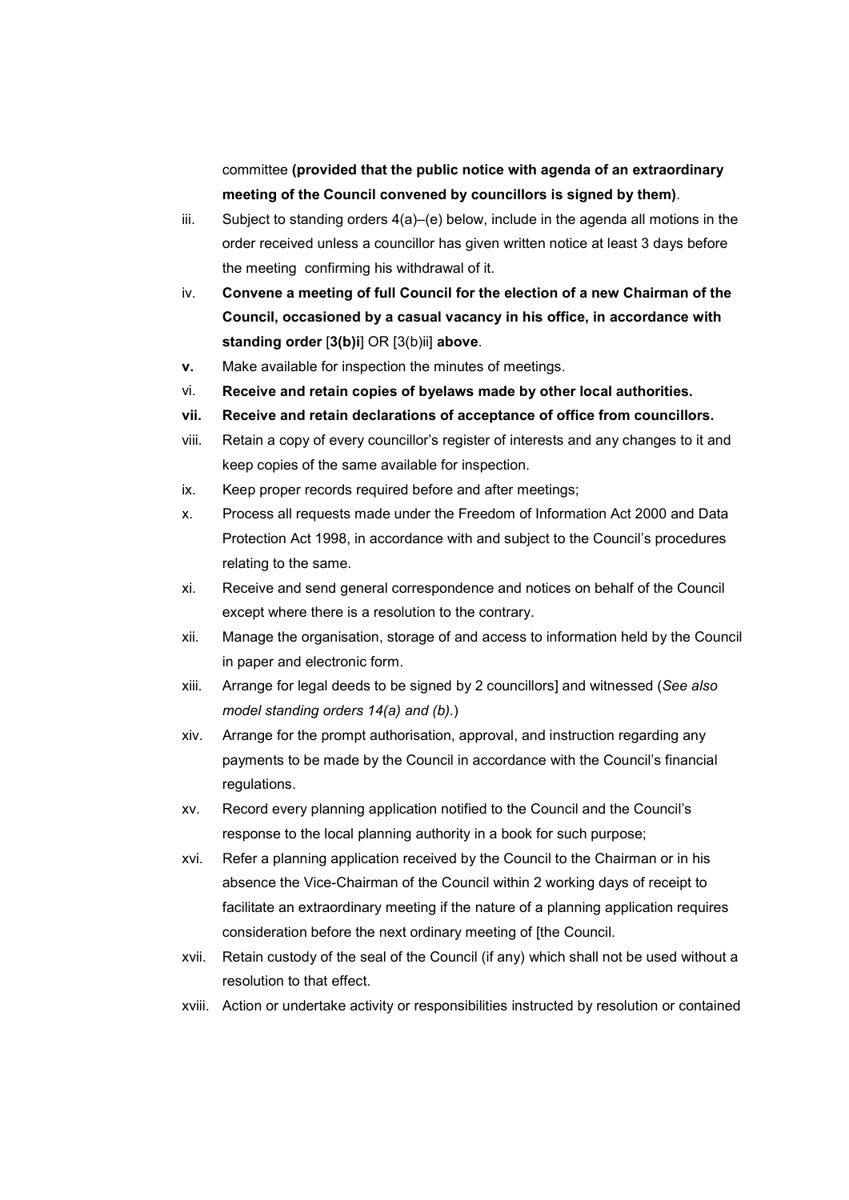committee **(provided that the public notice with agenda of an extraordinary meeting of the Council convened by councillors is signed by them)**.

iii. Subject to standing orders 4(a)–(e) below, include in the agenda all motions in the order received unless a councillor has given written notice at least 3 days before the meeting confirming his withdrawal of it.

iv. **Convene a meeting of full Council for the election of a new Chairman of the Council, occasioned by a casual vacancy in his office, in accordance with standing order** [**3(b)i**] OR [3(b)ii] **above**.

**v.** Make available for inspection the minutes of meetings.

vi. **Receive and retain copies of byelaws made by other local authorities.**

**vii. Receive and retain declarations of acceptance of office from councillors.**

viii. Retain a copy of every councillor's register of interests and any changes to it and keep copies of the same available for inspection.

ix. Keep proper records required before and after meetings;

x. Process all requests made under the Freedom of Information Act 2000 and Data Protection Act 1998, in accordance with and subject to the Council's procedures relating to the same.

xi. Receive and send general correspondence and notices on behalf of the Council except where there is a resolution to the contrary.

xii. Manage the organisation, storage of and access to information held by the Council in paper and electronic form.

xiii. Arrange for legal deeds to be signed by 2 councillors] and witnessed (*See also model standing orders 14(a) and (b).*)

xiv. Arrange for the prompt authorisation, approval, and instruction regarding any payments to be made by the Council in accordance with the Council's financial regulations.

xv. Record every planning application notified to the Council and the Council's response to the local planning authority in a book for such purpose;

xvi. Refer a planning application received by the Council to the Chairman or in his absence the Vice-Chairman of the Council within 2 working days of receipt to facilitate an extraordinary meeting if the nature of a planning application requires consideration before the next ordinary meeting of [the Council.

xvii. Retain custody of the seal of the Council (if any) which shall not be used without a resolution to that effect.

xviii. Action or undertake activity or responsibilities instructed by resolution or contained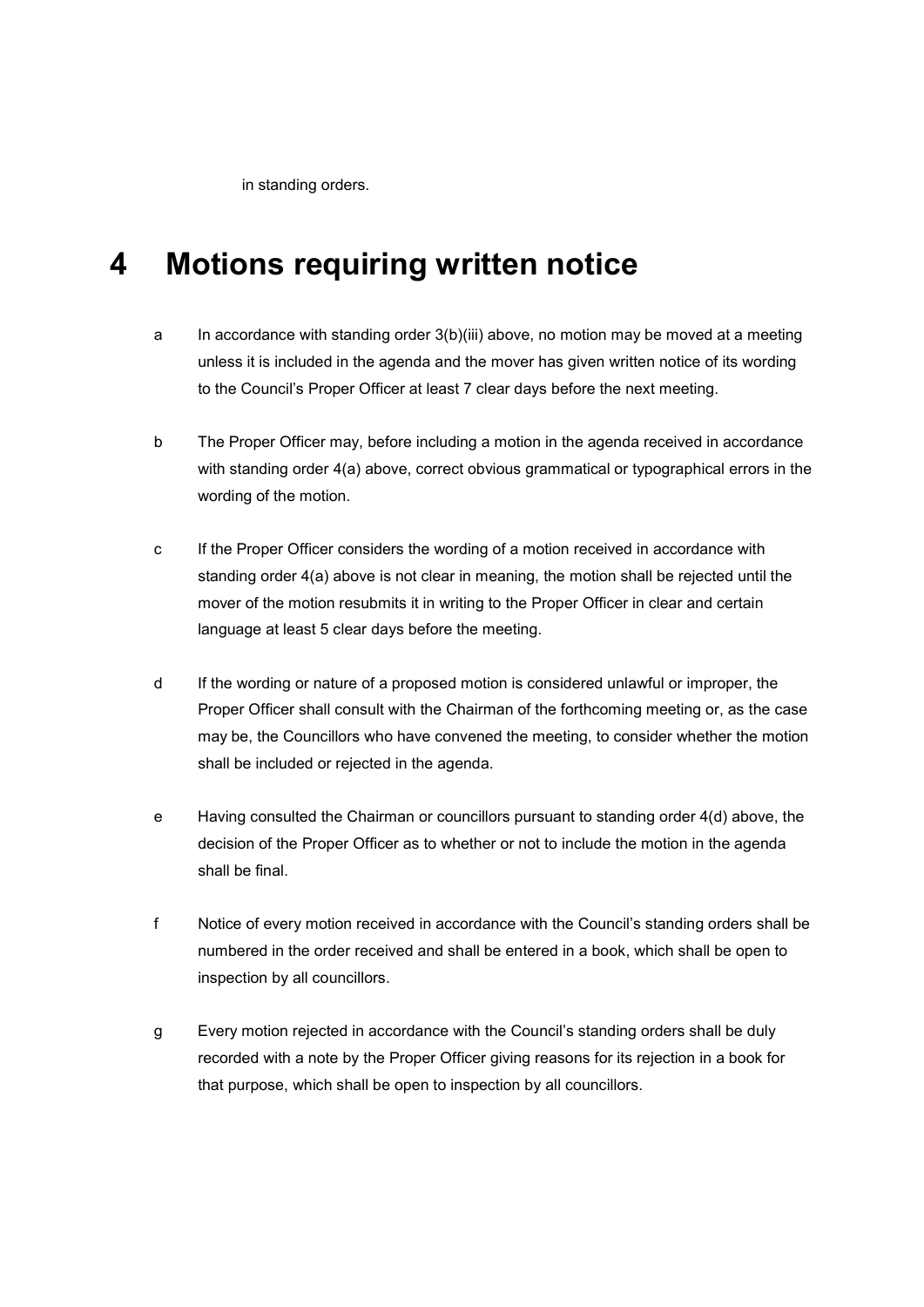in standing orders.

# 4 Motions requiring written notice

a In accordance with standing order 3(b)(iii) above, no motion may be moved at a meeting unless it is included in the agenda and the mover has given written notice of its wording to the Council's Proper Officer at least 7 clear days before the next meeting.

b The Proper Officer may, before including a motion in the agenda received in accordance with standing order 4(a) above, correct obvious grammatical or typographical errors in the wording of the motion.

c If the Proper Officer considers the wording of a motion received in accordance with standing order 4(a) above is not clear in meaning, the motion shall be rejected until the mover of the motion resubmits it in writing to the Proper Officer in clear and certain language at least 5 clear days before the meeting.

d If the wording or nature of a proposed motion is considered unlawful or improper, the Proper Officer shall consult with the Chairman of the forthcoming meeting or, as the case may be, the Councillors who have convened the meeting, to consider whether the motion shall be included or rejected in the agenda.

e Having consulted the Chairman or councillors pursuant to standing order 4(d) above, the decision of the Proper Officer as to whether or not to include the motion in the agenda shall be final.

f Notice of every motion received in accordance with the Council's standing orders shall be numbered in the order received and shall be entered in a book, which shall be open to inspection by all councillors.

g Every motion rejected in accordance with the Council's standing orders shall be duly recorded with a note by the Proper Officer giving reasons for its rejection in a book for that purpose, which shall be open to inspection by all councillors.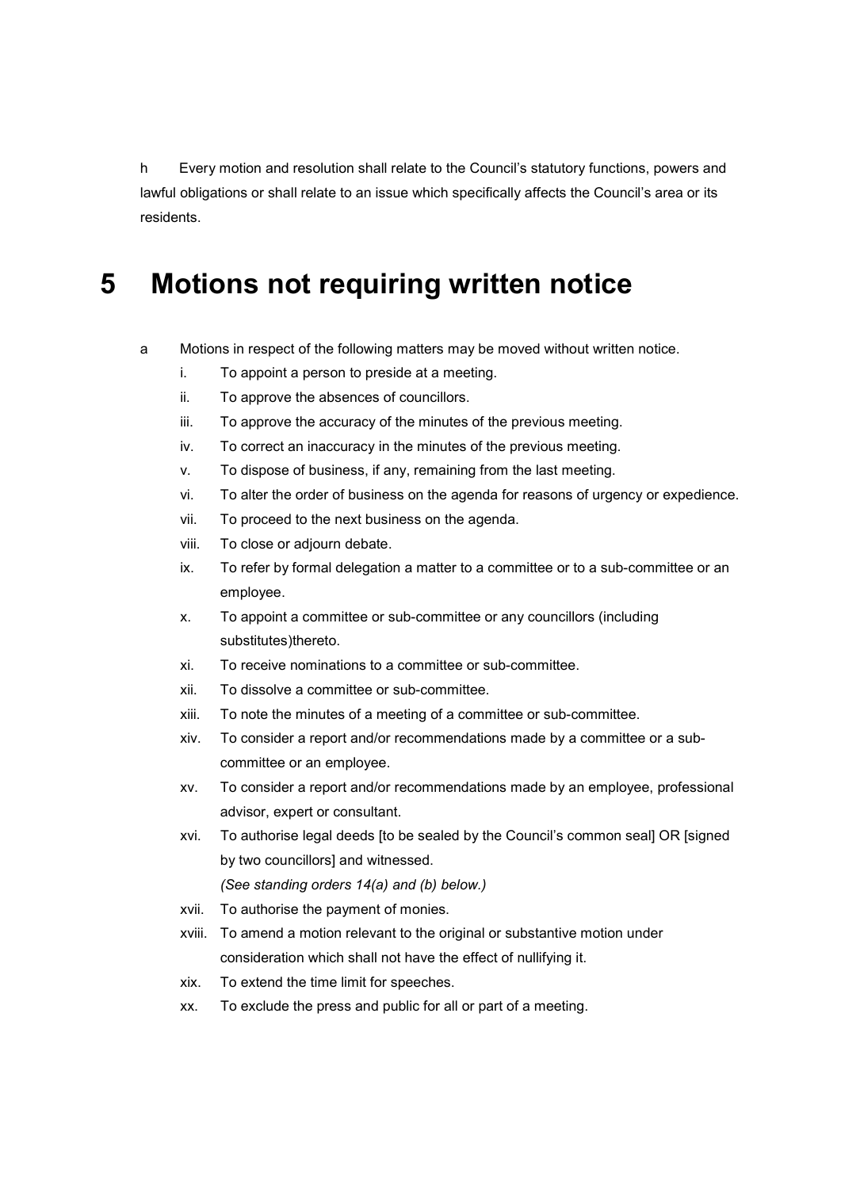h Every motion and resolution shall relate to the Council's statutory functions, powers and lawful obligations or shall relate to an issue which specifically affects the Council's area or its residents.

# 5 Motions not requiring written notice

a Motions in respect of the following matters may be moved without written notice.

i. To appoint a person to preside at a meeting.

ii. To approve the absences of councillors.

iii. To approve the accuracy of the minutes of the previous meeting.

iv. To correct an inaccuracy in the minutes of the previous meeting.

v. To dispose of business, if any, remaining from the last meeting.

vi. To alter the order of business on the agenda for reasons of urgency or expedience.

vii. To proceed to the next business on the agenda.

viii. To close or adjourn debate.

ix. To refer by formal delegation a matter to a committee or to a sub-committee or an employee.

x. To appoint a committee or sub-committee or any councillors (including substitutes)thereto.

xi. To receive nominations to a committee or sub-committee.

xii. To dissolve a committee or sub-committee.

xiii. To note the minutes of a meeting of a committee or sub-committee.

xiv. To consider a report and/or recommendations made by a committee or a sub-committee or an employee.

xv. To consider a report and/or recommendations made by an employee, professional advisor, expert or consultant.

xvi. To authorise legal deeds [to be sealed by the Council's common seal] OR [signed by two councillors] and witnessed.
*(See standing orders 14(a) and (b) below.)*

xvii. To authorise the payment of monies.

xviii. To amend a motion relevant to the original or substantive motion under consideration which shall not have the effect of nullifying it.

xix. To extend the time limit for speeches.

xx. To exclude the press and public for all or part of a meeting.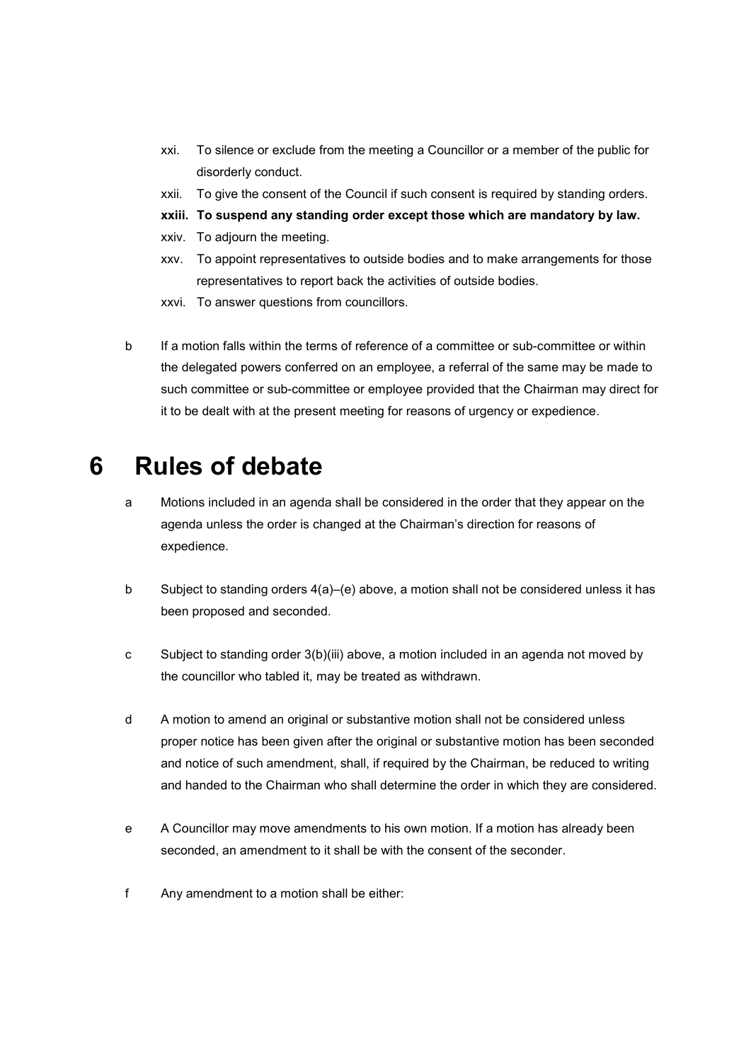xxi. To silence or exclude from the meeting a Councillor or a member of the public for disorderly conduct.

xxii. To give the consent of the Council if such consent is required by standing orders.

**xxiii. To suspend any standing order except those which are mandatory by law.**

xxiv. To adjourn the meeting.

xxv. To appoint representatives to outside bodies and to make arrangements for those representatives to report back the activities of outside bodies.

xxvi. To answer questions from councillors.

b If a motion falls within the terms of reference of a committee or sub-committee or within the delegated powers conferred on an employee, a referral of the same may be made to such committee or sub-committee or employee provided that the Chairman may direct for it to be dealt with at the present meeting for reasons of urgency or expedience.

# 6 Rules of debate

a Motions included in an agenda shall be considered in the order that they appear on the agenda unless the order is changed at the Chairman's direction for reasons of expedience.

b Subject to standing orders 4(a)–(e) above, a motion shall not be considered unless it has been proposed and seconded.

c Subject to standing order 3(b)(iii) above, a motion included in an agenda not moved by the councillor who tabled it, may be treated as withdrawn.

d A motion to amend an original or substantive motion shall not be considered unless proper notice has been given after the original or substantive motion has been seconded and notice of such amendment, shall, if required by the Chairman, be reduced to writing and handed to the Chairman who shall determine the order in which they are considered.

e A Councillor may move amendments to his own motion. If a motion has already been seconded, an amendment to it shall be with the consent of the seconder.

f Any amendment to a motion shall be either: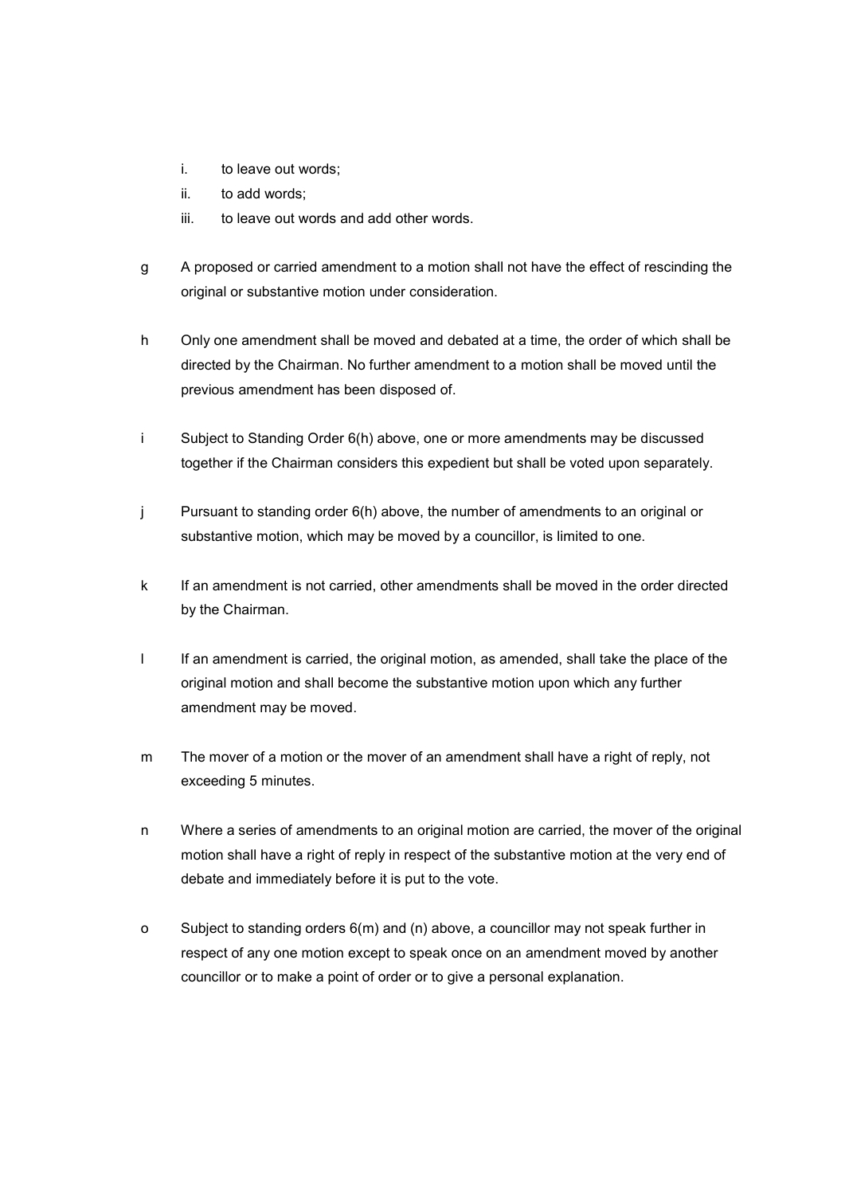i. to leave out words;
   ii. to add words;
   iii. to leave out words and add other words.

g  A proposed or carried amendment to a motion shall not have the effect of rescinding the original or substantive motion under consideration.

h  Only one amendment shall be moved and debated at a time, the order of which shall be directed by the Chairman. No further amendment to a motion shall be moved until the previous amendment has been disposed of.

i  Subject to Standing Order 6(h) above, one or more amendments may be discussed together if the Chairman considers this expedient but shall be voted upon separately.

j  Pursuant to standing order 6(h) above, the number of amendments to an original or substantive motion, which may be moved by a councillor, is limited to one.

k  If an amendment is not carried, other amendments shall be moved in the order directed by the Chairman.

l  If an amendment is carried, the original motion, as amended, shall take the place of the original motion and shall become the substantive motion upon which any further amendment may be moved.

m  The mover of a motion or the mover of an amendment shall have a right of reply, not exceeding 5 minutes.

n  Where a series of amendments to an original motion are carried, the mover of the original motion shall have a right of reply in respect of the substantive motion at the very end of debate and immediately before it is put to the vote.

o  Subject to standing orders 6(m) and (n) above, a councillor may not speak further in respect of any one motion except to speak once on an amendment moved by another councillor or to make a point of order or to give a personal explanation.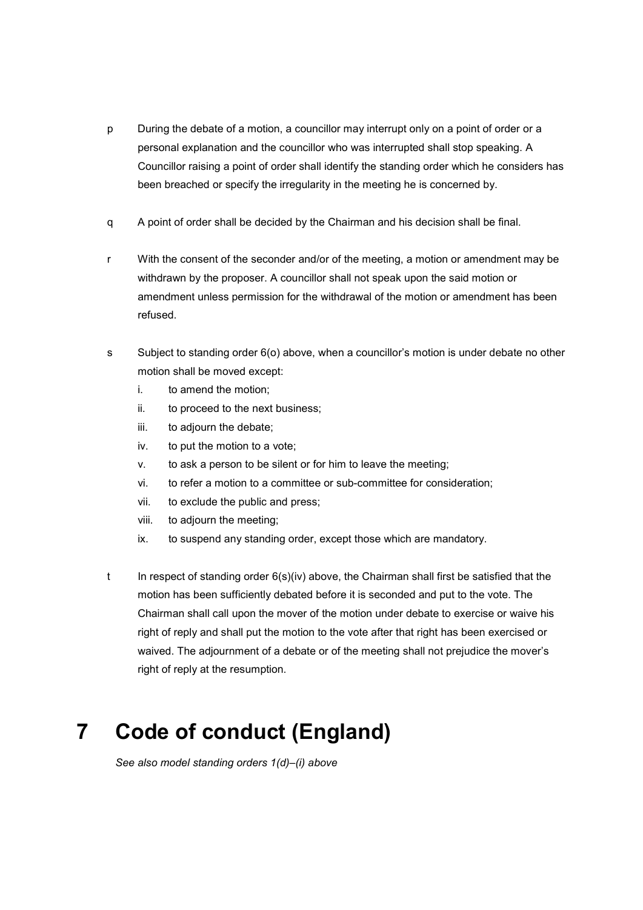p During the debate of a motion, a councillor may interrupt only on a point of order or a personal explanation and the councillor who was interrupted shall stop speaking. A Councillor raising a point of order shall identify the standing order which he considers has been breached or specify the irregularity in the meeting he is concerned by.

q A point of order shall be decided by the Chairman and his decision shall be final.

r With the consent of the seconder and/or of the meeting, a motion or amendment may be withdrawn by the proposer. A councillor shall not speak upon the said motion or amendment unless permission for the withdrawal of the motion or amendment has been refused.

s Subject to standing order 6(o) above, when a councillor's motion is under debate no other motion shall be moved except:

i. to amend the motion;
ii. to proceed to the next business;
iii. to adjourn the debate;
iv. to put the motion to a vote;
v. to ask a person to be silent or for him to leave the meeting;
vi. to refer a motion to a committee or sub-committee for consideration;
vii. to exclude the public and press;
viii. to adjourn the meeting;
ix. to suspend any standing order, except those which are mandatory.

t In respect of standing order 6(s)(iv) above, the Chairman shall first be satisfied that the motion has been sufficiently debated before it is seconded and put to the vote. The Chairman shall call upon the mover of the motion under debate to exercise or waive his right of reply and shall put the motion to the vote after that right has been exercised or waived. The adjournment of a debate or of the meeting shall not prejudice the mover's right of reply at the resumption.

# 7 Code of conduct (England)

*See also model standing orders 1(d)–(i) above*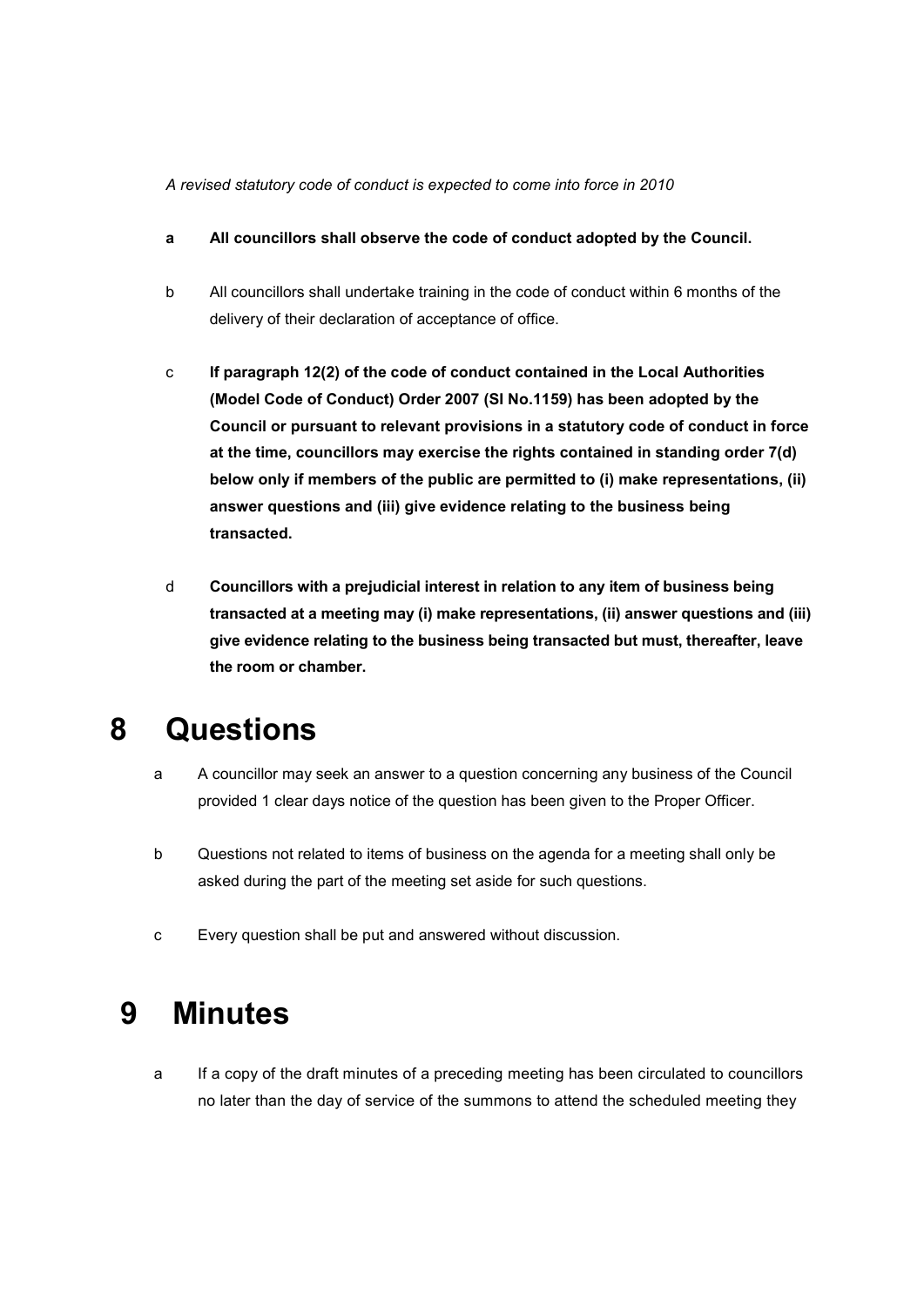*A revised statutory code of conduct is expected to come into force in 2010*

- **a** **All councillors shall observe the code of conduct adopted by the Council.**
- b All councillors shall undertake training in the code of conduct within 6 months of the delivery of their declaration of acceptance of office.
- c **If paragraph 12(2) of the code of conduct contained in the Local Authorities (Model Code of Conduct) Order 2007 (SI No.1159) has been adopted by the Council or pursuant to relevant provisions in a statutory code of conduct in force at the time, councillors may exercise the rights contained in standing order 7(d) below only if members of the public are permitted to (i) make representations, (ii) answer questions and (iii) give evidence relating to the business being transacted.**
- d **Councillors with a prejudicial interest in relation to any item of business being transacted at a meeting may (i) make representations, (ii) answer questions and (iii) give evidence relating to the business being transacted but must, thereafter, leave the room or chamber.**

# 8 Questions

- a A councillor may seek an answer to a question concerning any business of the Council provided 1 clear days notice of the question has been given to the Proper Officer.
- b Questions not related to items of business on the agenda for a meeting shall only be asked during the part of the meeting set aside for such questions.
- c Every question shall be put and answered without discussion.

# 9 Minutes

- a If a copy of the draft minutes of a preceding meeting has been circulated to councillors no later than the day of service of the summons to attend the scheduled meeting they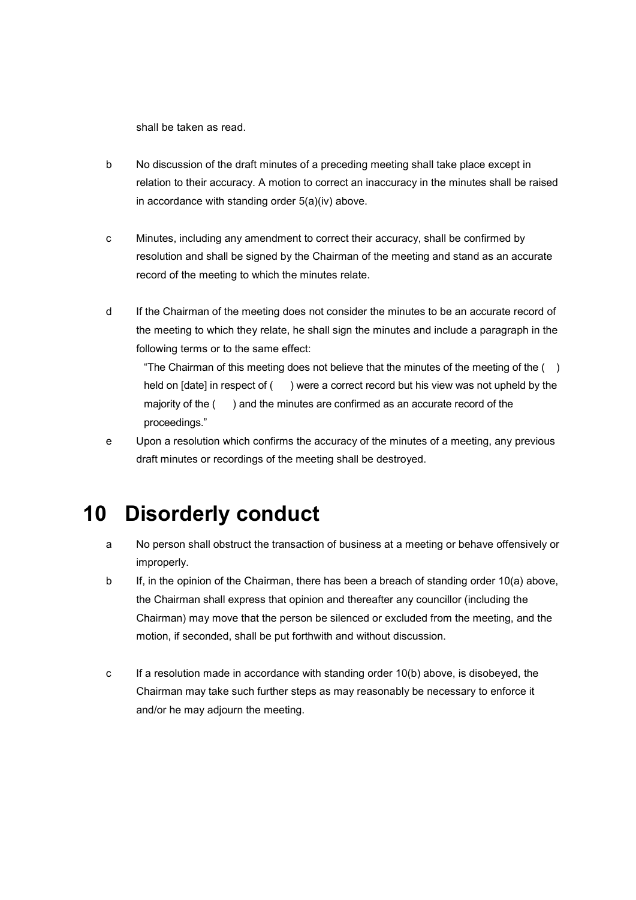shall be taken as read.

b No discussion of the draft minutes of a preceding meeting shall take place except in relation to their accuracy. A motion to correct an inaccuracy in the minutes shall be raised in accordance with standing order 5(a)(iv) above.

c Minutes, including any amendment to correct their accuracy, shall be confirmed by resolution and shall be signed by the Chairman of the meeting and stand as an accurate record of the meeting to which the minutes relate.

d If the Chairman of the meeting does not consider the minutes to be an accurate record of the meeting to which they relate, he shall sign the minutes and include a paragraph in the following terms or to the same effect:

"The Chairman of this meeting does not believe that the minutes of the meeting of the ( ) held on [date] in respect of ( ) were a correct record but his view was not upheld by the majority of the ( ) and the minutes are confirmed as an accurate record of the proceedings."

e Upon a resolution which confirms the accuracy of the minutes of a meeting, any previous draft minutes or recordings of the meeting shall be destroyed.

# 10 Disorderly conduct

a No person shall obstruct the transaction of business at a meeting or behave offensively or improperly.

b If, in the opinion of the Chairman, there has been a breach of standing order 10(a) above, the Chairman shall express that opinion and thereafter any councillor (including the Chairman) may move that the person be silenced or excluded from the meeting, and the motion, if seconded, shall be put forthwith and without discussion.

c If a resolution made in accordance with standing order 10(b) above, is disobeyed, the Chairman may take such further steps as may reasonably be necessary to enforce it and/or he may adjourn the meeting.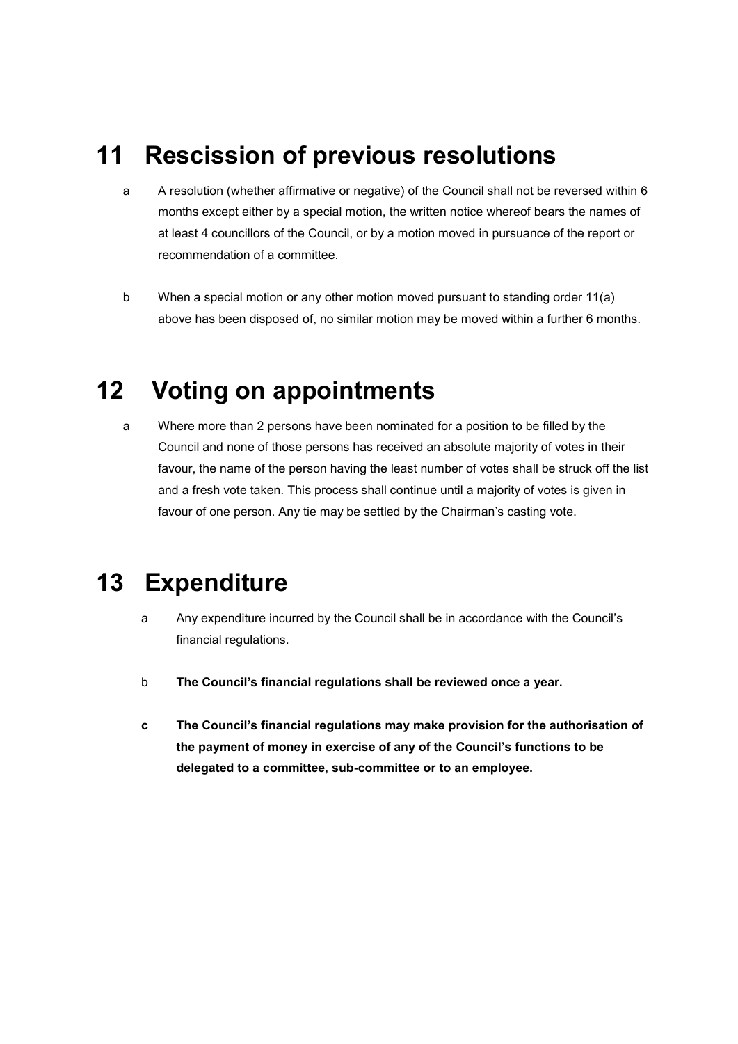# 11 Rescission of previous resolutions

a  A resolution (whether affirmative or negative) of the Council shall not be reversed within 6 months except either by a special motion, the written notice whereof bears the names of at least 4 councillors of the Council, or by a motion moved in pursuance of the report or recommendation of a committee.

b  When a special motion or any other motion moved pursuant to standing order 11(a) above has been disposed of, no similar motion may be moved within a further 6 months.

# 12 Voting on appointments

a  Where more than 2 persons have been nominated for a position to be filled by the Council and none of those persons has received an absolute majority of votes in their favour, the name of the person having the least number of votes shall be struck off the list and a fresh vote taken. This process shall continue until a majority of votes is given in favour of one person. Any tie may be settled by the Chairman's casting vote.

# 13 Expenditure

a  Any expenditure incurred by the Council shall be in accordance with the Council's financial regulations.

b  **The Council's financial regulations shall be reviewed once a year.**

**c  The Council's financial regulations may make provision for the authorisation of the payment of money in exercise of any of the Council's functions to be delegated to a committee, sub-committee or to an employee.**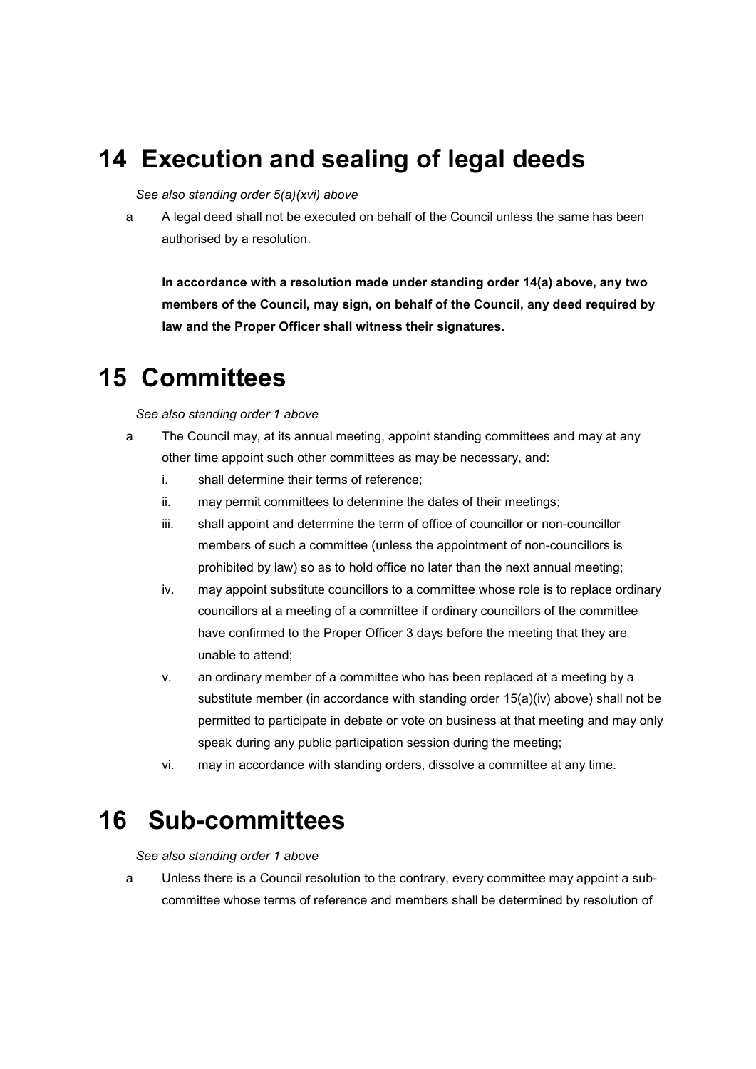# 14 Execution and sealing of legal deeds

*See also standing order 5(a)(xvi) above*

a A legal deed shall not be executed on behalf of the Council unless the same has been authorised by a resolution.

**In accordance with a resolution made under standing order 14(a) above, any two members of the Council, may sign, on behalf of the Council, any deed required by law and the Proper Officer shall witness their signatures.**

# 15 Committees

*See also standing order 1 above*

a The Council may, at its annual meeting, appoint standing committees and may at any other time appoint such other committees as may be necessary, and:

  i. shall determine their terms of reference;
  ii. may permit committees to determine the dates of their meetings;
  iii. shall appoint and determine the term of office of councillor or non-councillor members of such a committee (unless the appointment of non-councillors is prohibited by law) so as to hold office no later than the next annual meeting;
  iv. may appoint substitute councillors to a committee whose role is to replace ordinary councillors at a meeting of a committee if ordinary councillors of the committee have confirmed to the Proper Officer 3 days before the meeting that they are unable to attend;
  v. an ordinary member of a committee who has been replaced at a meeting by a substitute member (in accordance with standing order 15(a)(iv) above) shall not be permitted to participate in debate or vote on business at that meeting and may only speak during any public participation session during the meeting;
  vi. may in accordance with standing orders, dissolve a committee at any time.

# 16 Sub-committees

*See also standing order 1 above*

a Unless there is a Council resolution to the contrary, every committee may appoint a sub-committee whose terms of reference and members shall be determined by resolution of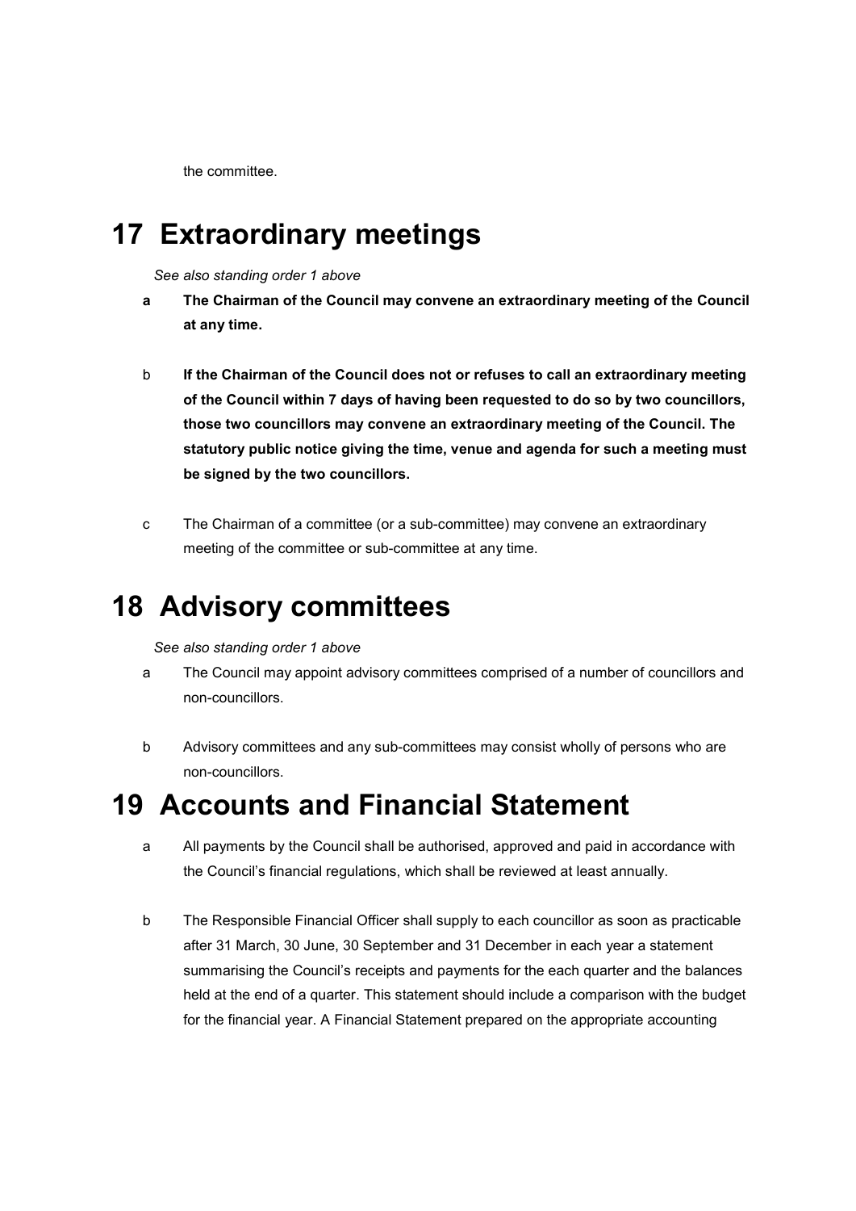the committee.

# 17 Extraordinary meetings

*See also standing order 1 above*

a **The Chairman of the Council may convene an extraordinary meeting of the Council at any time.**

b **If the Chairman of the Council does not or refuses to call an extraordinary meeting of the Council within 7 days of having been requested to do so by two councillors, those two councillors may convene an extraordinary meeting of the Council. The statutory public notice giving the time, venue and agenda for such a meeting must be signed by the two councillors.**

c The Chairman of a committee (or a sub-committee) may convene an extraordinary meeting of the committee or sub-committee at any time.

# 18 Advisory committees

*See also standing order 1 above*

a The Council may appoint advisory committees comprised of a number of councillors and non-councillors.

b Advisory committees and any sub-committees may consist wholly of persons who are non-councillors.

# 19 Accounts and Financial Statement

a All payments by the Council shall be authorised, approved and paid in accordance with the Council's financial regulations, which shall be reviewed at least annually.

b The Responsible Financial Officer shall supply to each councillor as soon as practicable after 31 March, 30 June, 30 September and 31 December in each year a statement summarising the Council's receipts and payments for the each quarter and the balances held at the end of a quarter. This statement should include a comparison with the budget for the financial year. A Financial Statement prepared on the appropriate accounting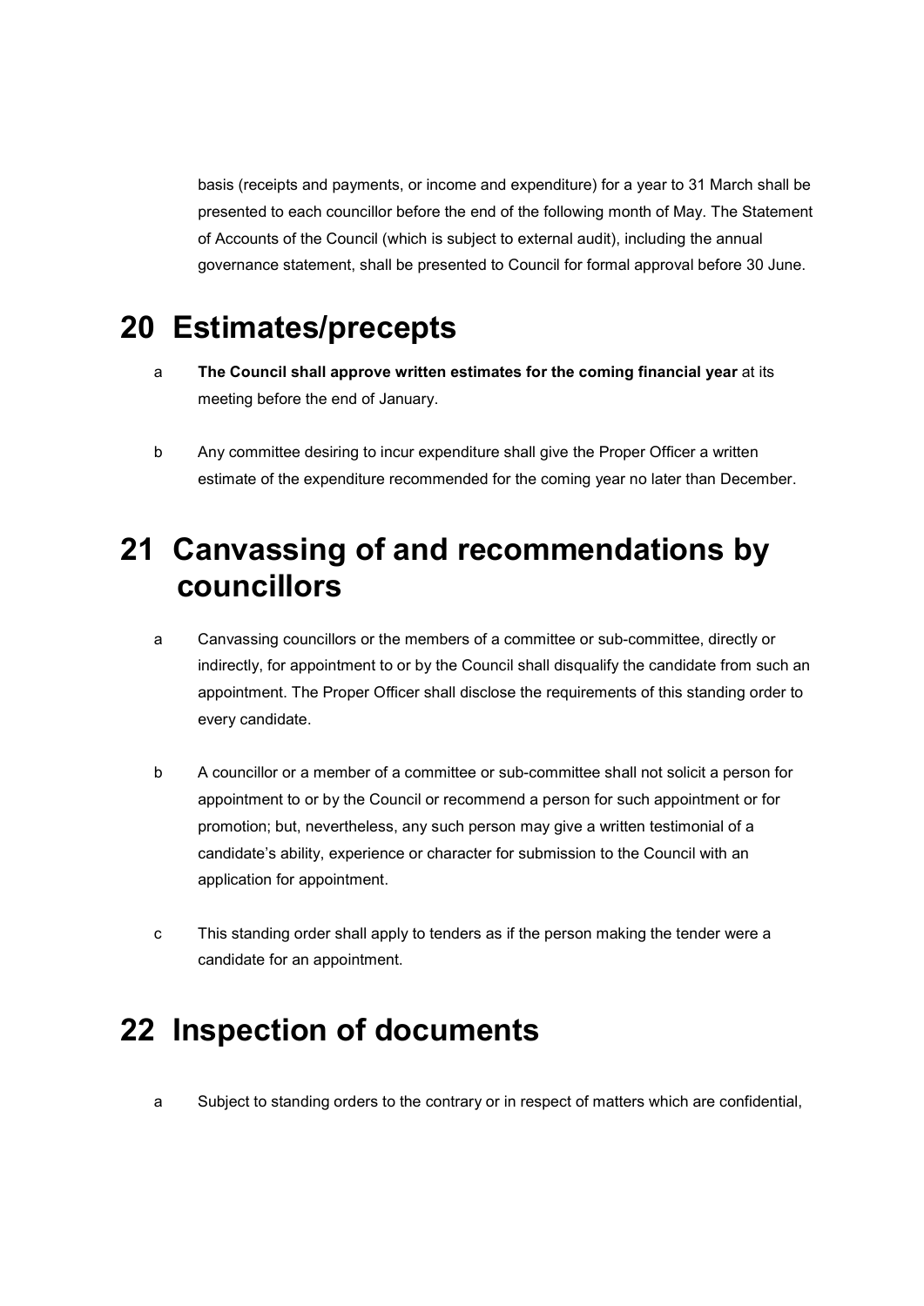basis (receipts and payments, or income and expenditure) for a year to 31 March shall be presented to each councillor before the end of the following month of May. The Statement of Accounts of the Council (which is subject to external audit), including the annual governance statement, shall be presented to Council for formal approval before 30 June.

# 20 Estimates/precepts

a **The Council shall approve written estimates for the coming financial year** at its meeting before the end of January.

b Any committee desiring to incur expenditure shall give the Proper Officer a written estimate of the expenditure recommended for the coming year no later than December.

# 21 Canvassing of and recommendations by councillors

a Canvassing councillors or the members of a committee or sub-committee, directly or indirectly, for appointment to or by the Council shall disqualify the candidate from such an appointment. The Proper Officer shall disclose the requirements of this standing order to every candidate.

b A councillor or a member of a committee or sub-committee shall not solicit a person for appointment to or by the Council or recommend a person for such appointment or for promotion; but, nevertheless, any such person may give a written testimonial of a candidate's ability, experience or character for submission to the Council with an application for appointment.

c This standing order shall apply to tenders as if the person making the tender were a candidate for an appointment.

# 22 Inspection of documents

a Subject to standing orders to the contrary or in respect of matters which are confidential,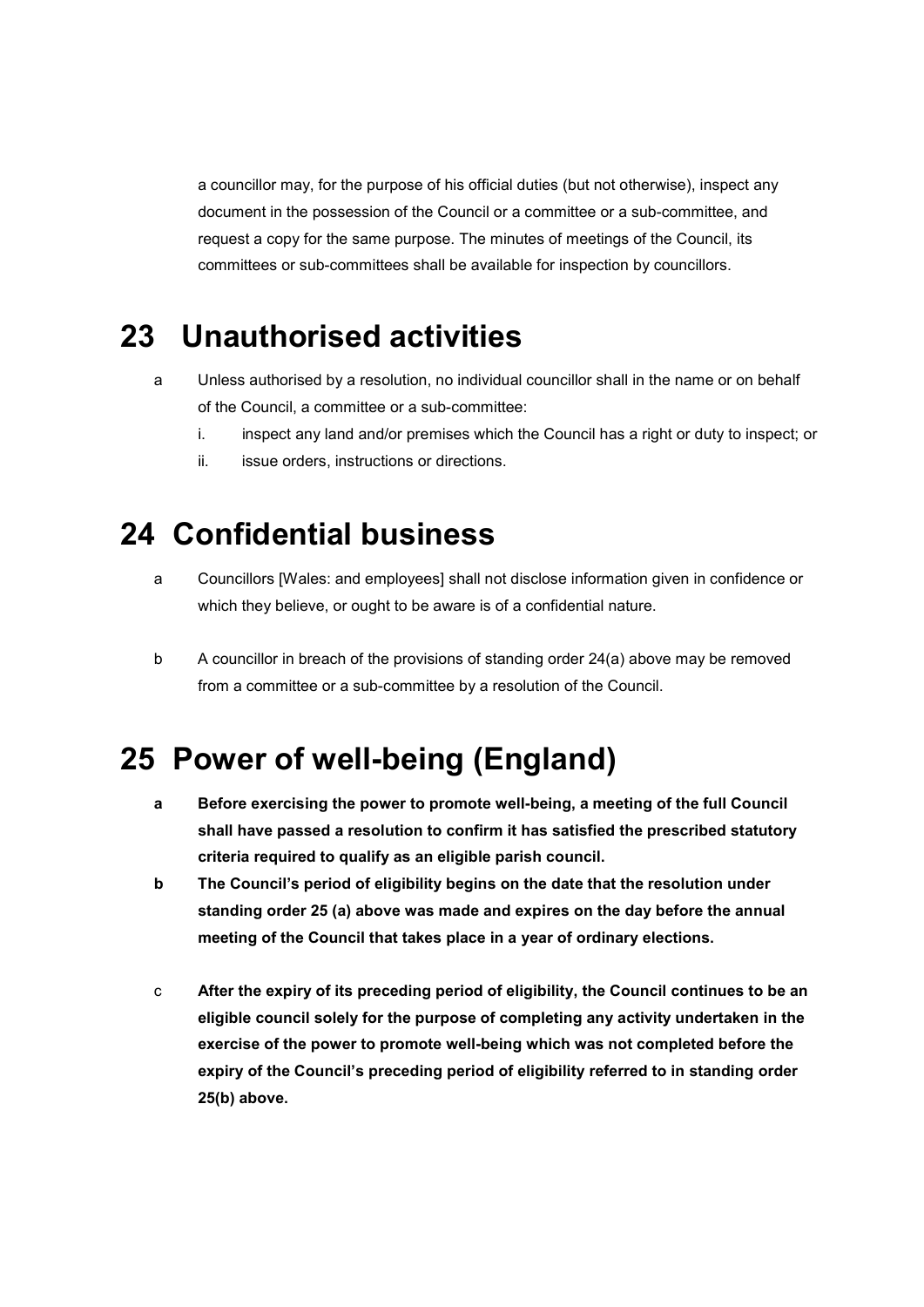a councillor may, for the purpose of his official duties (but not otherwise), inspect any document in the possession of the Council or a committee or a sub-committee, and request a copy for the same purpose. The minutes of meetings of the Council, its committees or sub-committees shall be available for inspection by councillors.

# 23 Unauthorised activities

a Unless authorised by a resolution, no individual councillor shall in the name or on behalf of the Council, a committee or a sub-committee:

i. inspect any land and/or premises which the Council has a right or duty to inspect; or

ii. issue orders, instructions or directions.

# 24 Confidential business

a Councillors [Wales: and employees] shall not disclose information given in confidence or which they believe, or ought to be aware is of a confidential nature.

b A councillor in breach of the provisions of standing order 24(a) above may be removed from a committee or a sub-committee by a resolution of the Council.

# 25 Power of well-being (England)

**a Before exercising the power to promote well-being, a meeting of the full Council shall have passed a resolution to confirm it has satisfied the prescribed statutory criteria required to qualify as an eligible parish council.**

**b The Council's period of eligibility begins on the date that the resolution under standing order 25 (a) above was made and expires on the day before the annual meeting of the Council that takes place in a year of ordinary elections.**

**c After the expiry of its preceding period of eligibility, the Council continues to be an eligible council solely for the purpose of completing any activity undertaken in the exercise of the power to promote well-being which was not completed before the expiry of the Council's preceding period of eligibility referred to in standing order 25(b) above.**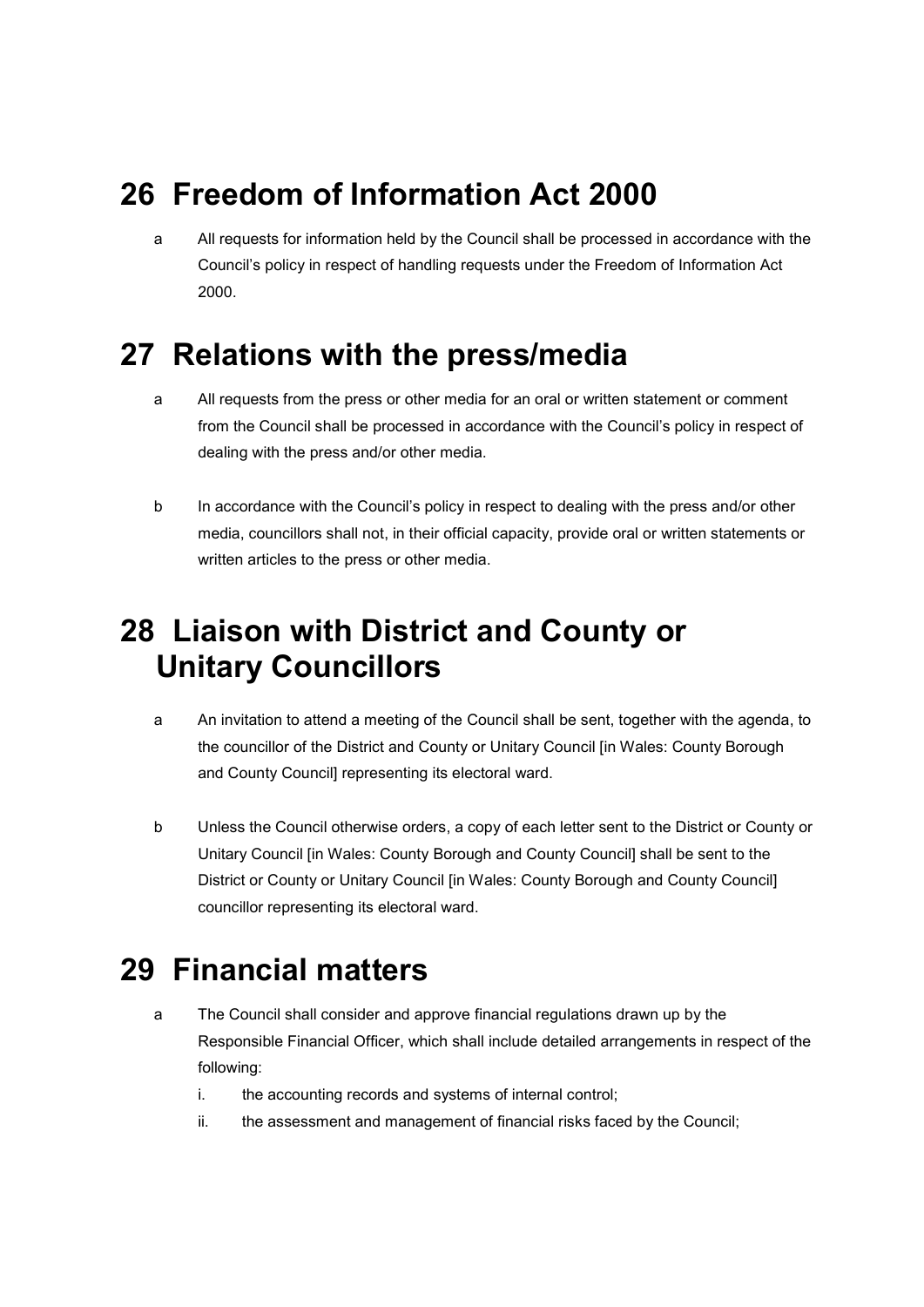# 26 Freedom of Information Act 2000

a All requests for information held by the Council shall be processed in accordance with the Council's policy in respect of handling requests under the Freedom of Information Act 2000.

# 27 Relations with the press/media

a All requests from the press or other media for an oral or written statement or comment from the Council shall be processed in accordance with the Council's policy in respect of dealing with the press and/or other media.

b In accordance with the Council's policy in respect to dealing with the press and/or other media, councillors shall not, in their official capacity, provide oral or written statements or written articles to the press or other media.

# 28 Liaison with District and County or Unitary Councillors

a An invitation to attend a meeting of the Council shall be sent, together with the agenda, to the councillor of the District and County or Unitary Council [in Wales: County Borough and County Council] representing its electoral ward.

b Unless the Council otherwise orders, a copy of each letter sent to the District or County or Unitary Council [in Wales: County Borough and County Council] shall be sent to the District or County or Unitary Council [in Wales: County Borough and County Council] councillor representing its electoral ward.

# 29 Financial matters

a The Council shall consider and approve financial regulations drawn up by the Responsible Financial Officer, which shall include detailed arrangements in respect of the following:

   i. the accounting records and systems of internal control;
   ii. the assessment and management of financial risks faced by the Council;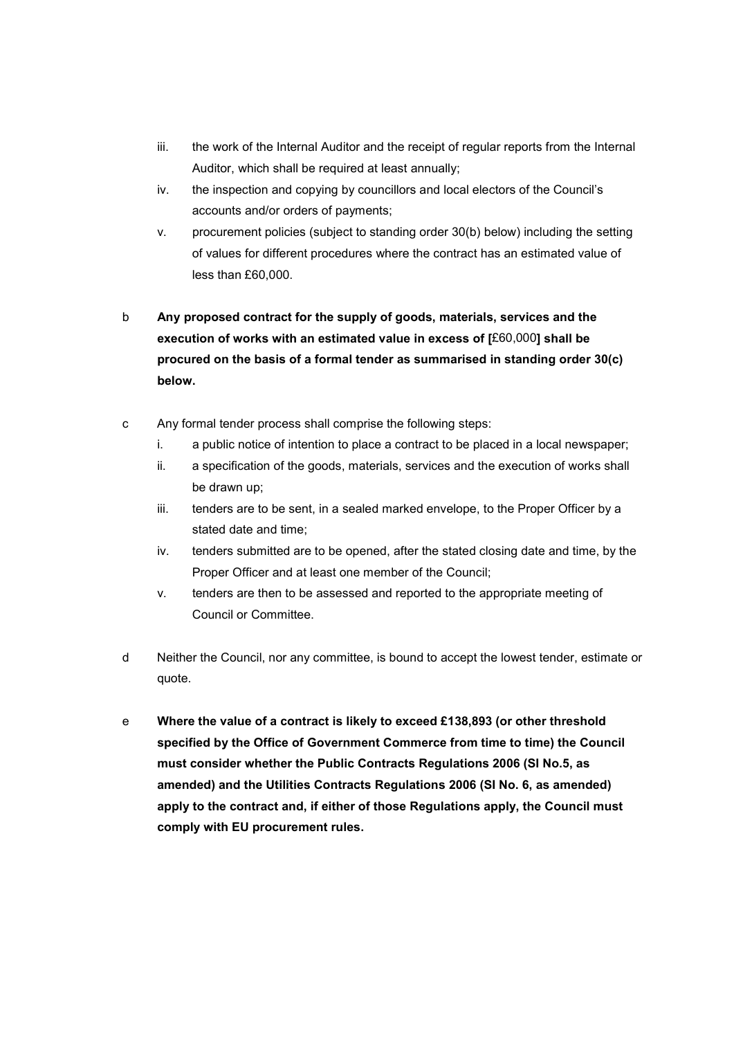iii. the work of the Internal Auditor and the receipt of regular reports from the Internal Auditor, which shall be required at least annually;

iv. the inspection and copying by councillors and local electors of the Council's accounts and/or orders of payments;

v. procurement policies (subject to standing order 30(b) below) including the setting of values for different procedures where the contract has an estimated value of less than £60,000.

b **Any proposed contract for the supply of goods, materials, services and the execution of works with an estimated value in excess of [**£60,000**] shall be procured on the basis of a formal tender as summarised in standing order 30(c) below.**

c Any formal tender process shall comprise the following steps:

i. a public notice of intention to place a contract to be placed in a local newspaper;

ii. a specification of the goods, materials, services and the execution of works shall be drawn up;

iii. tenders are to be sent, in a sealed marked envelope, to the Proper Officer by a stated date and time;

iv. tenders submitted are to be opened, after the stated closing date and time, by the Proper Officer and at least one member of the Council;

v. tenders are then to be assessed and reported to the appropriate meeting of Council or Committee.

d Neither the Council, nor any committee, is bound to accept the lowest tender, estimate or quote.

e **Where the value of a contract is likely to exceed £138,893 (or other threshold specified by the Office of Government Commerce from time to time) the Council must consider whether the Public Contracts Regulations 2006 (SI No.5, as amended) and the Utilities Contracts Regulations 2006 (SI No. 6, as amended) apply to the contract and, if either of those Regulations apply, the Council must comply with EU procurement rules.**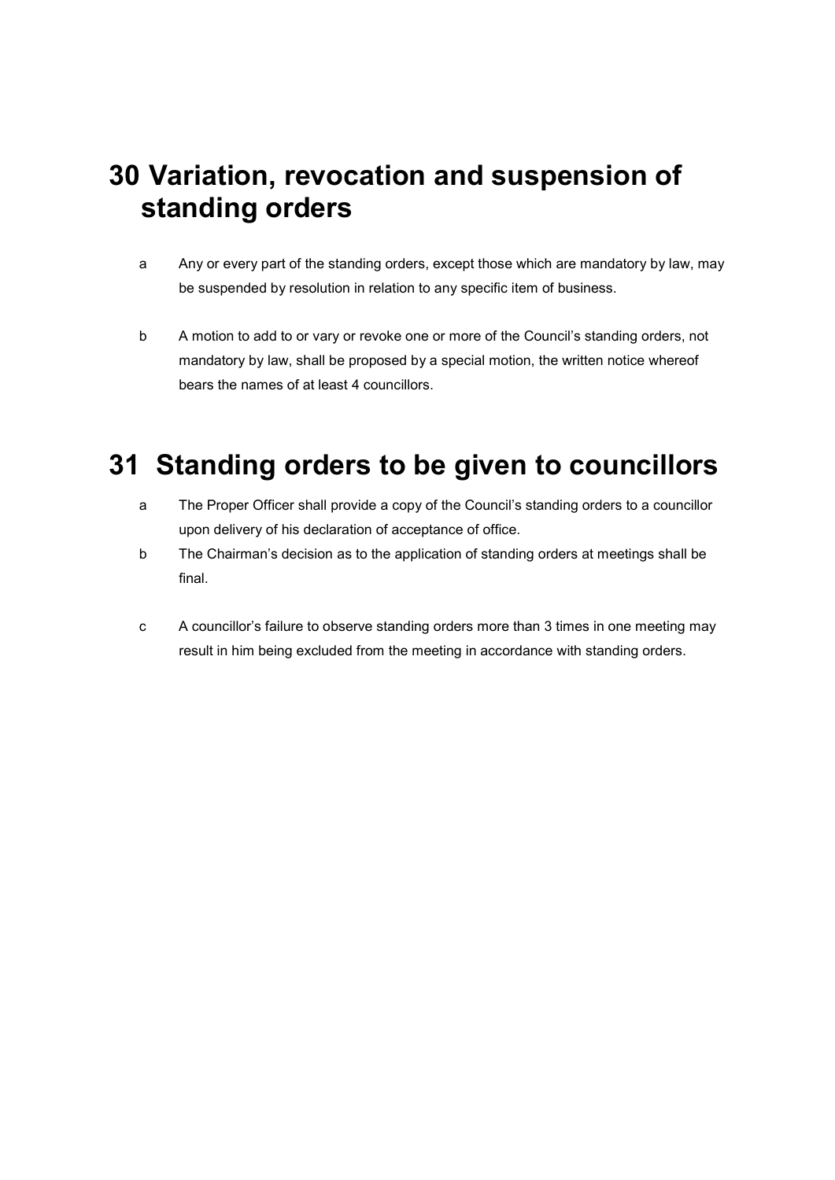# 30 Variation, revocation and suspension of standing orders

a Any or every part of the standing orders, except those which are mandatory by law, may be suspended by resolution in relation to any specific item of business.

b A motion to add to or vary or revoke one or more of the Council's standing orders, not mandatory by law, shall be proposed by a special motion, the written notice whereof bears the names of at least 4 councillors.

# 31 Standing orders to be given to councillors

a The Proper Officer shall provide a copy of the Council's standing orders to a councillor upon delivery of his declaration of acceptance of office.

b The Chairman's decision as to the application of standing orders at meetings shall be final.

c A councillor's failure to observe standing orders more than 3 times in one meeting may result in him being excluded from the meeting in accordance with standing orders.